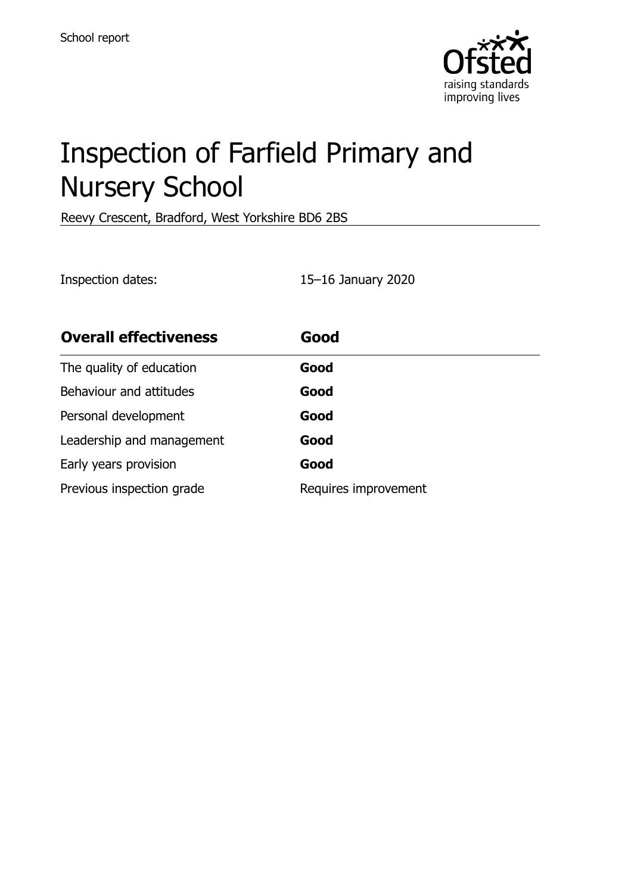School report

# Inspection of Farfield Primary and Nursery School

Reevy Crescent, Bradford, West Yorkshire BD6 2BS

Inspection dates: 15–16 January 2020

| **Overall effectiveness** | **Good** |
| --- | --- |
| The quality of education | **Good** |
| Behaviour and attitudes | **Good** |
| Personal development | **Good** |
| Leadership and management | **Good** |
| Early years provision | **Good** |
| Previous inspection grade | Requires improvement |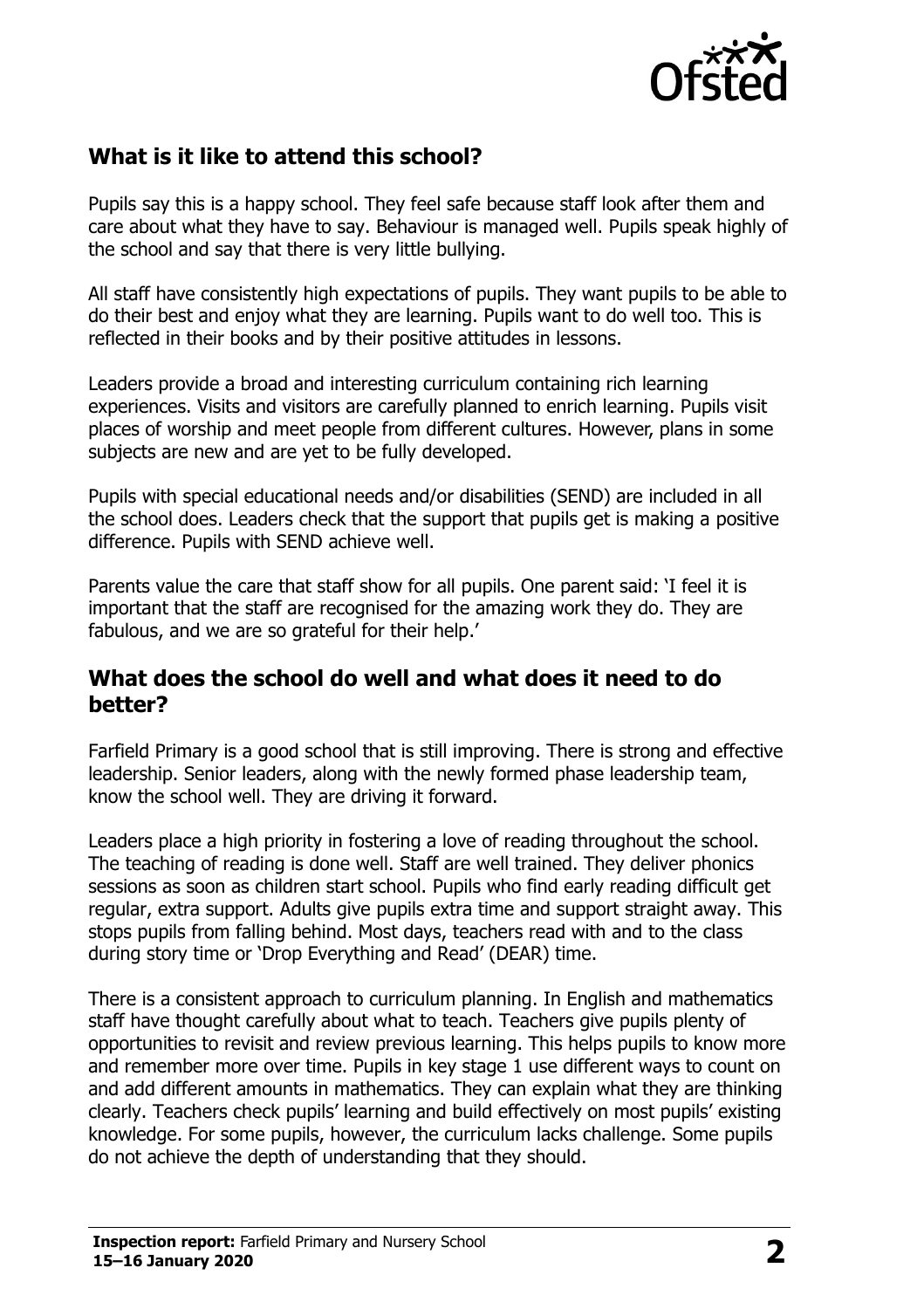## What is it like to attend this school?

Pupils say this is a happy school. They feel safe because staff look after them and care about what they have to say. Behaviour is managed well. Pupils speak highly of the school and say that there is very little bullying.

All staff have consistently high expectations of pupils. They want pupils to be able to do their best and enjoy what they are learning. Pupils want to do well too. This is reflected in their books and by their positive attitudes in lessons.

Leaders provide a broad and interesting curriculum containing rich learning experiences. Visits and visitors are carefully planned to enrich learning. Pupils visit places of worship and meet people from different cultures. However, plans in some subjects are new and are yet to be fully developed.

Pupils with special educational needs and/or disabilities (SEND) are included in all the school does. Leaders check that the support that pupils get is making a positive difference. Pupils with SEND achieve well.

Parents value the care that staff show for all pupils. One parent said: 'I feel it is important that the staff are recognised for the amazing work they do. They are fabulous, and we are so grateful for their help.'

## What does the school do well and what does it need to do better?

Farfield Primary is a good school that is still improving. There is strong and effective leadership. Senior leaders, along with the newly formed phase leadership team, know the school well. They are driving it forward.

Leaders place a high priority in fostering a love of reading throughout the school. The teaching of reading is done well. Staff are well trained. They deliver phonics sessions as soon as children start school. Pupils who find early reading difficult get regular, extra support. Adults give pupils extra time and support straight away. This stops pupils from falling behind. Most days, teachers read with and to the class during story time or 'Drop Everything and Read' (DEAR) time.

There is a consistent approach to curriculum planning. In English and mathematics staff have thought carefully about what to teach. Teachers give pupils plenty of opportunities to revisit and review previous learning. This helps pupils to know more and remember more over time. Pupils in key stage 1 use different ways to count on and add different amounts in mathematics. They can explain what they are thinking clearly. Teachers check pupils' learning and build effectively on most pupils' existing knowledge. For some pupils, however, the curriculum lacks challenge. Some pupils do not achieve the depth of understanding that they should.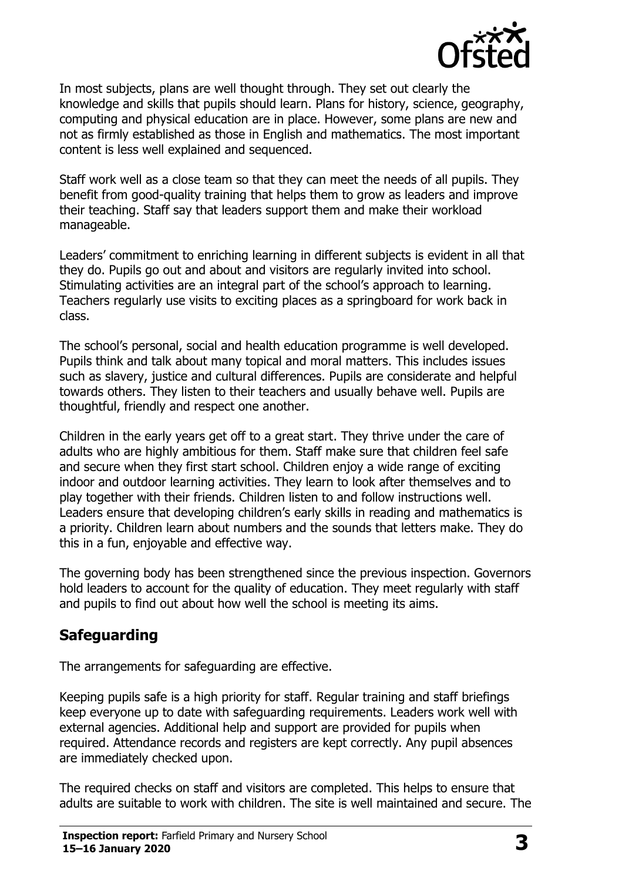In most subjects, plans are well thought through. They set out clearly the knowledge and skills that pupils should learn. Plans for history, science, geography, computing and physical education are in place. However, some plans are new and not as firmly established as those in English and mathematics. The most important content is less well explained and sequenced.

Staff work well as a close team so that they can meet the needs of all pupils. They benefit from good-quality training that helps them to grow as leaders and improve their teaching. Staff say that leaders support them and make their workload manageable.

Leaders' commitment to enriching learning in different subjects is evident in all that they do. Pupils go out and about and visitors are regularly invited into school. Stimulating activities are an integral part of the school's approach to learning. Teachers regularly use visits to exciting places as a springboard for work back in class.

The school's personal, social and health education programme is well developed. Pupils think and talk about many topical and moral matters. This includes issues such as slavery, justice and cultural differences. Pupils are considerate and helpful towards others. They listen to their teachers and usually behave well. Pupils are thoughtful, friendly and respect one another.

Children in the early years get off to a great start. They thrive under the care of adults who are highly ambitious for them. Staff make sure that children feel safe and secure when they first start school. Children enjoy a wide range of exciting indoor and outdoor learning activities. They learn to look after themselves and to play together with their friends. Children listen to and follow instructions well. Leaders ensure that developing children's early skills in reading and mathematics is a priority. Children learn about numbers and the sounds that letters make. They do this in a fun, enjoyable and effective way.

The governing body has been strengthened since the previous inspection. Governors hold leaders to account for the quality of education. They meet regularly with staff and pupils to find out about how well the school is meeting its aims.

## Safeguarding

The arrangements for safeguarding are effective.

Keeping pupils safe is a high priority for staff. Regular training and staff briefings keep everyone up to date with safeguarding requirements. Leaders work well with external agencies. Additional help and support are provided for pupils when required. Attendance records and registers are kept correctly. Any pupil absences are immediately checked upon.

The required checks on staff and visitors are completed. This helps to ensure that adults are suitable to work with children. The site is well maintained and secure. The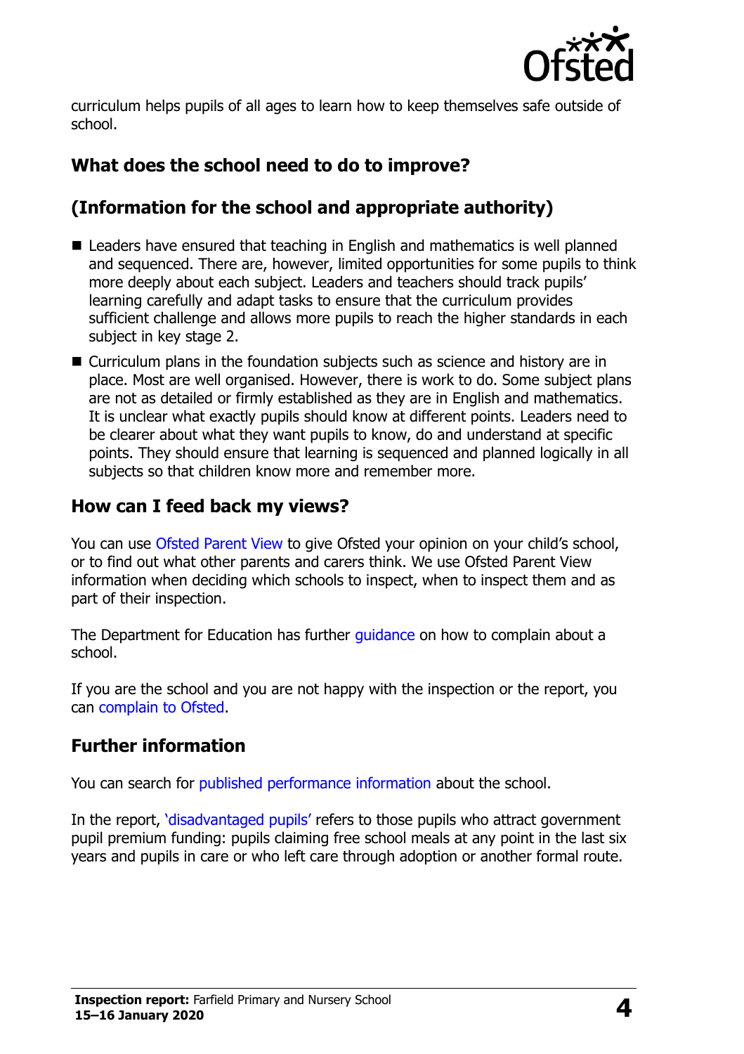curriculum helps pupils of all ages to learn how to keep themselves safe outside of school.

## What does the school need to do to improve?

## (Information for the school and appropriate authority)

- Leaders have ensured that teaching in English and mathematics is well planned and sequenced. There are, however, limited opportunities for some pupils to think more deeply about each subject. Leaders and teachers should track pupils' learning carefully and adapt tasks to ensure that the curriculum provides sufficient challenge and allows more pupils to reach the higher standards in each subject in key stage 2.
- Curriculum plans in the foundation subjects such as science and history are in place. Most are well organised. However, there is work to do. Some subject plans are not as detailed or firmly established as they are in English and mathematics. It is unclear what exactly pupils should know at different points. Leaders need to be clearer about what they want pupils to know, do and understand at specific points. They should ensure that learning is sequenced and planned logically in all subjects so that children know more and remember more.

## How can I feed back my views?

You can use Ofsted Parent View to give Ofsted your opinion on your child's school, or to find out what other parents and carers think. We use Ofsted Parent View information when deciding which schools to inspect, when to inspect them and as part of their inspection.

The Department for Education has further guidance on how to complain about a school.

If you are the school and you are not happy with the inspection or the report, you can complain to Ofsted.

## Further information

You can search for published performance information about the school.

In the report, 'disadvantaged pupils' refers to those pupils who attract government pupil premium funding: pupils claiming free school meals at any point in the last six years and pupils in care or who left care through adoption or another formal route.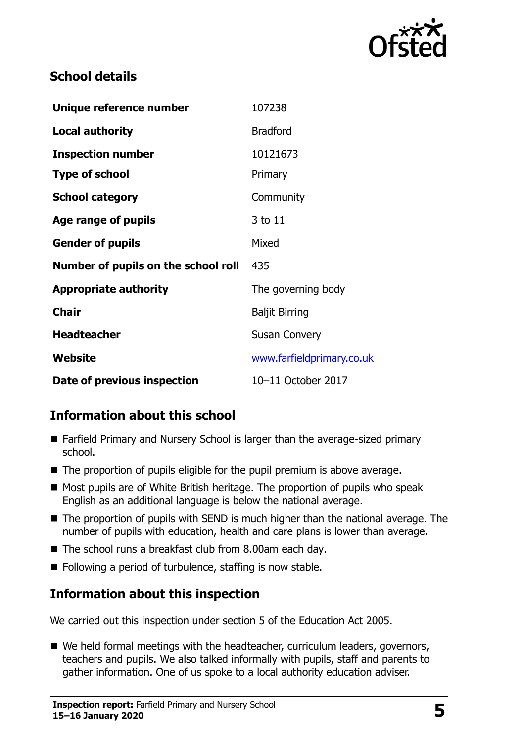## School details

| | |
|---|---|
| **Unique reference number** | 107238 |
| **Local authority** | Bradford |
| **Inspection number** | 10121673 |
| **Type of school** | Primary |
| **School category** | Community |
| **Age range of pupils** | 3 to 11 |
| **Gender of pupils** | Mixed |
| **Number of pupils on the school roll** | 435 |
| **Appropriate authority** | The governing body |
| **Chair** | Baljit Birring |
| **Headteacher** | Susan Convery |
| **Website** | www.farfieldprimary.co.uk |
| **Date of previous inspection** | 10–11 October 2017 |

## Information about this school

- Farfield Primary and Nursery School is larger than the average-sized primary school.
- The proportion of pupils eligible for the pupil premium is above average.
- Most pupils are of White British heritage. The proportion of pupils who speak English as an additional language is below the national average.
- The proportion of pupils with SEND is much higher than the national average. The number of pupils with education, health and care plans is lower than average.
- The school runs a breakfast club from 8.00am each day.
- Following a period of turbulence, staffing is now stable.

## Information about this inspection

We carried out this inspection under section 5 of the Education Act 2005.

- We held formal meetings with the headteacher, curriculum leaders, governors, teachers and pupils. We also talked informally with pupils, staff and parents to gather information. One of us spoke to a local authority education adviser.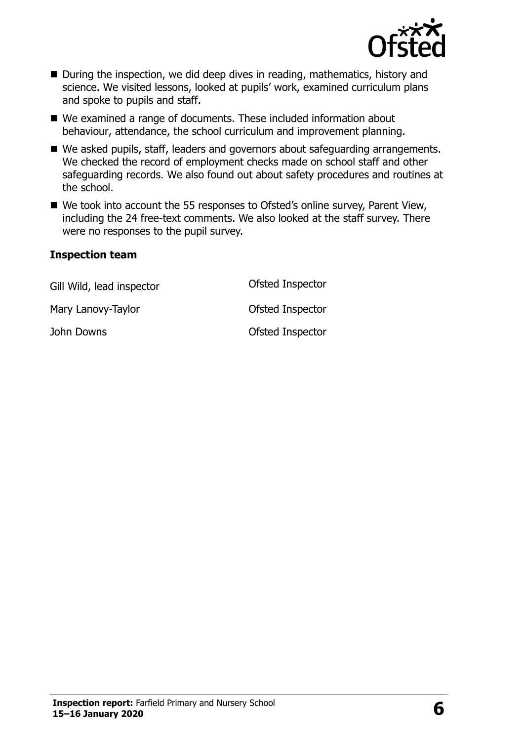- During the inspection, we did deep dives in reading, mathematics, history and science. We visited lessons, looked at pupils' work, examined curriculum plans and spoke to pupils and staff.
- We examined a range of documents. These included information about behaviour, attendance, the school curriculum and improvement planning.
- We asked pupils, staff, leaders and governors about safeguarding arrangements. We checked the record of employment checks made on school staff and other safeguarding records. We also found out about safety procedures and routines at the school.
- We took into account the 55 responses to Ofsted's online survey, Parent View, including the 24 free-text comments. We also looked at the staff survey. There were no responses to the pupil survey.

**Inspection team**

| | |
|---|---|
| Gill Wild, lead inspector | Ofsted Inspector |
| Mary Lanovy-Taylor | Ofsted Inspector |
| John Downs | Ofsted Inspector |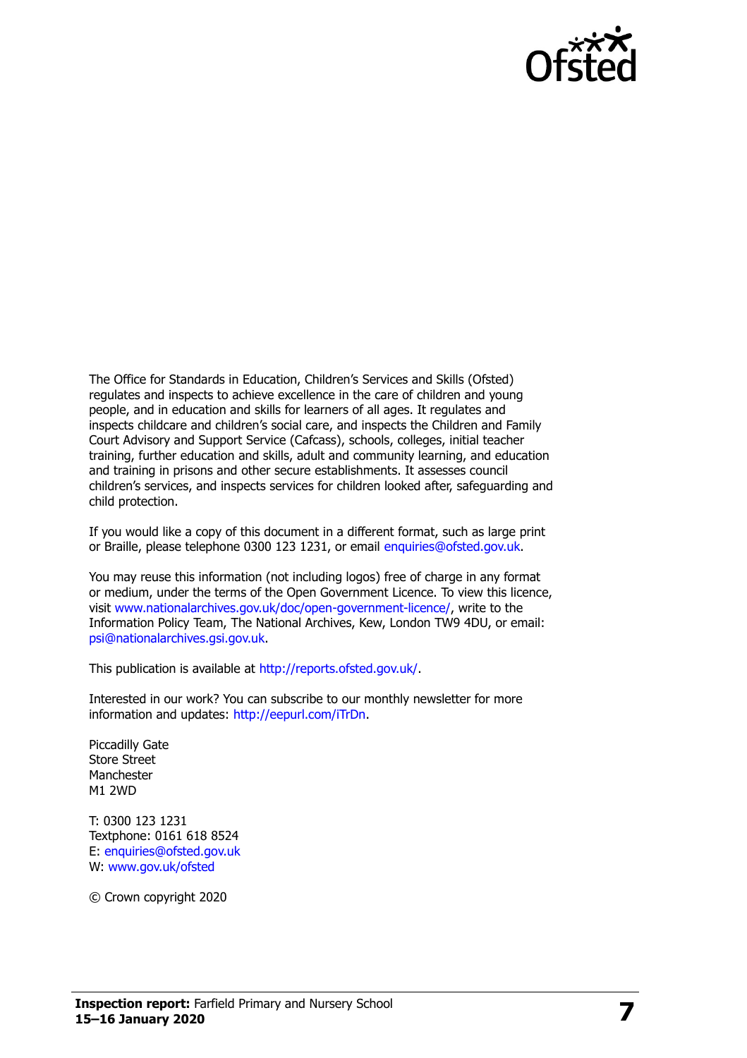The Office for Standards in Education, Children's Services and Skills (Ofsted) regulates and inspects to achieve excellence in the care of children and young people, and in education and skills for learners of all ages. It regulates and inspects childcare and children's social care, and inspects the Children and Family Court Advisory and Support Service (Cafcass), schools, colleges, initial teacher training, further education and skills, adult and community learning, and education and training in prisons and other secure establishments. It assesses council children's services, and inspects services for children looked after, safeguarding and child protection.

If you would like a copy of this document in a different format, such as large print or Braille, please telephone 0300 123 1231, or email enquiries@ofsted.gov.uk.

You may reuse this information (not including logos) free of charge in any format or medium, under the terms of the Open Government Licence. To view this licence, visit www.nationalarchives.gov.uk/doc/open-government-licence/, write to the Information Policy Team, The National Archives, Kew, London TW9 4DU, or email: psi@nationalarchives.gsi.gov.uk.

This publication is available at http://reports.ofsted.gov.uk/.

Interested in our work? You can subscribe to our monthly newsletter for more information and updates: http://eepurl.com/iTrDn.

Piccadilly Gate
Store Street
Manchester
M1 2WD

T: 0300 123 1231
Textphone: 0161 618 8524
E: enquiries@ofsted.gov.uk
W: www.gov.uk/ofsted

© Crown copyright 2020